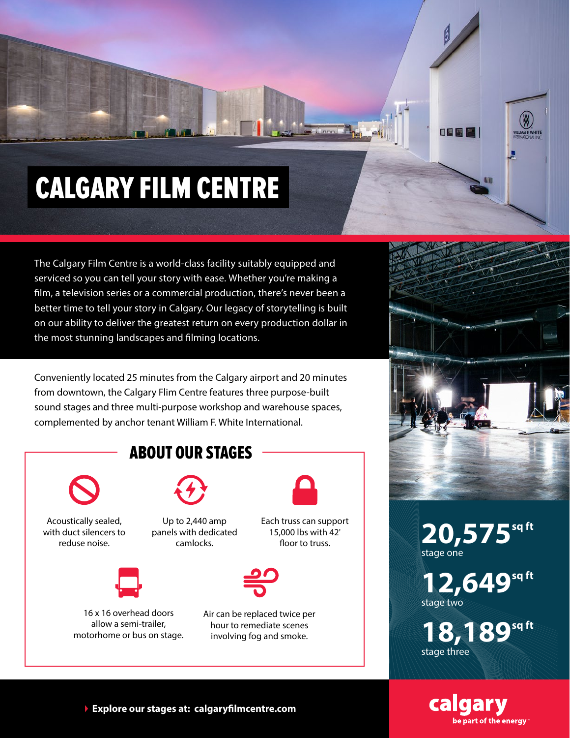# CALGARY FILM CENTRE

The Calgary Film Centre is a world-class facility suitably equipped and serviced so you can tell your story with ease. Whether you're making a film, a television series or a commercial production, there's never been a better time to tell your story in Calgary. Our legacy of storytelling is built on our ability to deliver the greatest return on every production dollar in the most stunning landscapes and filming locations.

Conveniently located 25 minutes from the Calgary airport and 20 minutes from downtown, the Calgary Flim Centre features three purpose-built sound stages and three multi-purpose workshop and warehouse spaces, complemented by anchor tenant William F. White International.

## ABOUT OUR STAGES

Acoustically sealed, with duct silencers to reduse noise.

Up to 2,440 amp panels with dedicated camlocks.

Each truss can support 15,000 lbs with 42' floor to truss.

16 x 16 overhead doors allow a semi-trailer, motorhome or bus on stage.

Air can be replaced twice per hour to remediate scenes involving fog and smoke.

**20,575** sq ft
stage one

**12,649** sq ft
stage two

**18,189** sq ft
stage three

**Explore our stages at: calgaryfilmcentre.com**

**calgary**
**be part of the energy**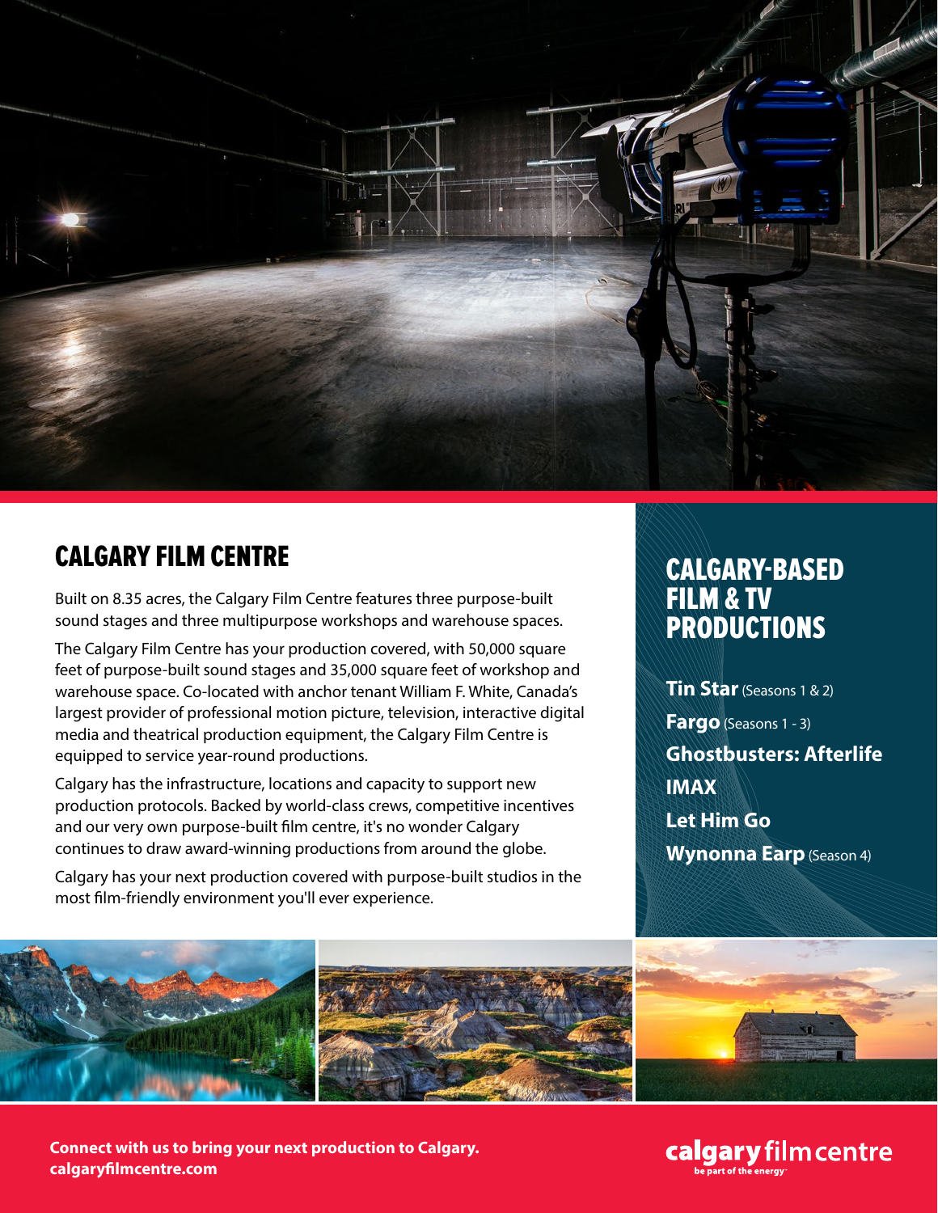## CALGARY FILM CENTRE

Built on 8.35 acres, the Calgary Film Centre features three purpose-built sound stages and three multipurpose workshops and warehouse spaces.

The Calgary Film Centre has your production covered, with 50,000 square feet of purpose-built sound stages and 35,000 square feet of workshop and warehouse space. Co-located with anchor tenant William F. White, Canada's largest provider of professional motion picture, television, interactive digital media and theatrical production equipment, the Calgary Film Centre is equipped to service year-round productions.

Calgary has the infrastructure, locations and capacity to support new production protocols. Backed by world-class crews, competitive incentives and our very own purpose-built film centre, it's no wonder Calgary continues to draw award-winning productions from around the globe.

Calgary has your next production covered with purpose-built studios in the most film-friendly environment you'll ever experience.

## CALGARY-BASED FILM & TV PRODUCTIONS

**Tin Star** (Seasons 1 & 2)

**Fargo** (Seasons 1 - 3)

**Ghostbusters: Afterlife**

**IMAX**

**Let Him Go**

**Wynonna Earp** (Season 4)

**Connect with us to bring your next production to Calgary.**
**calgaryfilmcentre.com**

calgary film centre
be part of the energy